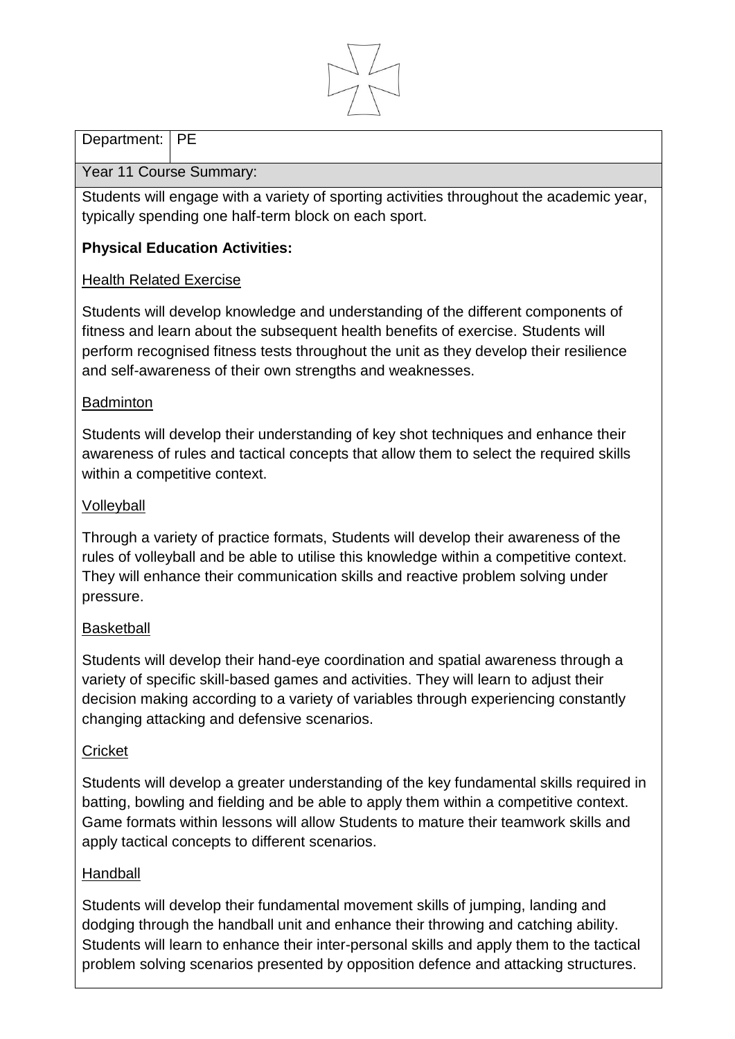| Department: | PE |
| --- | --- |

**Year 11 Course Summary:**

Students will engage with a variety of sporting activities throughout the academic year, typically spending one half-term block on each sport.

**Physical Education Activities:**

Health Related Exercise

Students will develop knowledge and understanding of the different components of fitness and learn about the subsequent health benefits of exercise. Students will perform recognised fitness tests throughout the unit as they develop their resilience and self-awareness of their own strengths and weaknesses.

Badminton

Students will develop their understanding of key shot techniques and enhance their awareness of rules and tactical concepts that allow them to select the required skills within a competitive context.

Volleyball

Through a variety of practice formats, Students will develop their awareness of the rules of volleyball and be able to utilise this knowledge within a competitive context. They will enhance their communication skills and reactive problem solving under pressure.

Basketball

Students will develop their hand-eye coordination and spatial awareness through a variety of specific skill-based games and activities. They will learn to adjust their decision making according to a variety of variables through experiencing constantly changing attacking and defensive scenarios.

Cricket

Students will develop a greater understanding of the key fundamental skills required in batting, bowling and fielding and be able to apply them within a competitive context. Game formats within lessons will allow Students to mature their teamwork skills and apply tactical concepts to different scenarios.

Handball

Students will develop their fundamental movement skills of jumping, landing and dodging through the handball unit and enhance their throwing and catching ability. Students will learn to enhance their inter-personal skills and apply them to the tactical problem solving scenarios presented by opposition defence and attacking structures.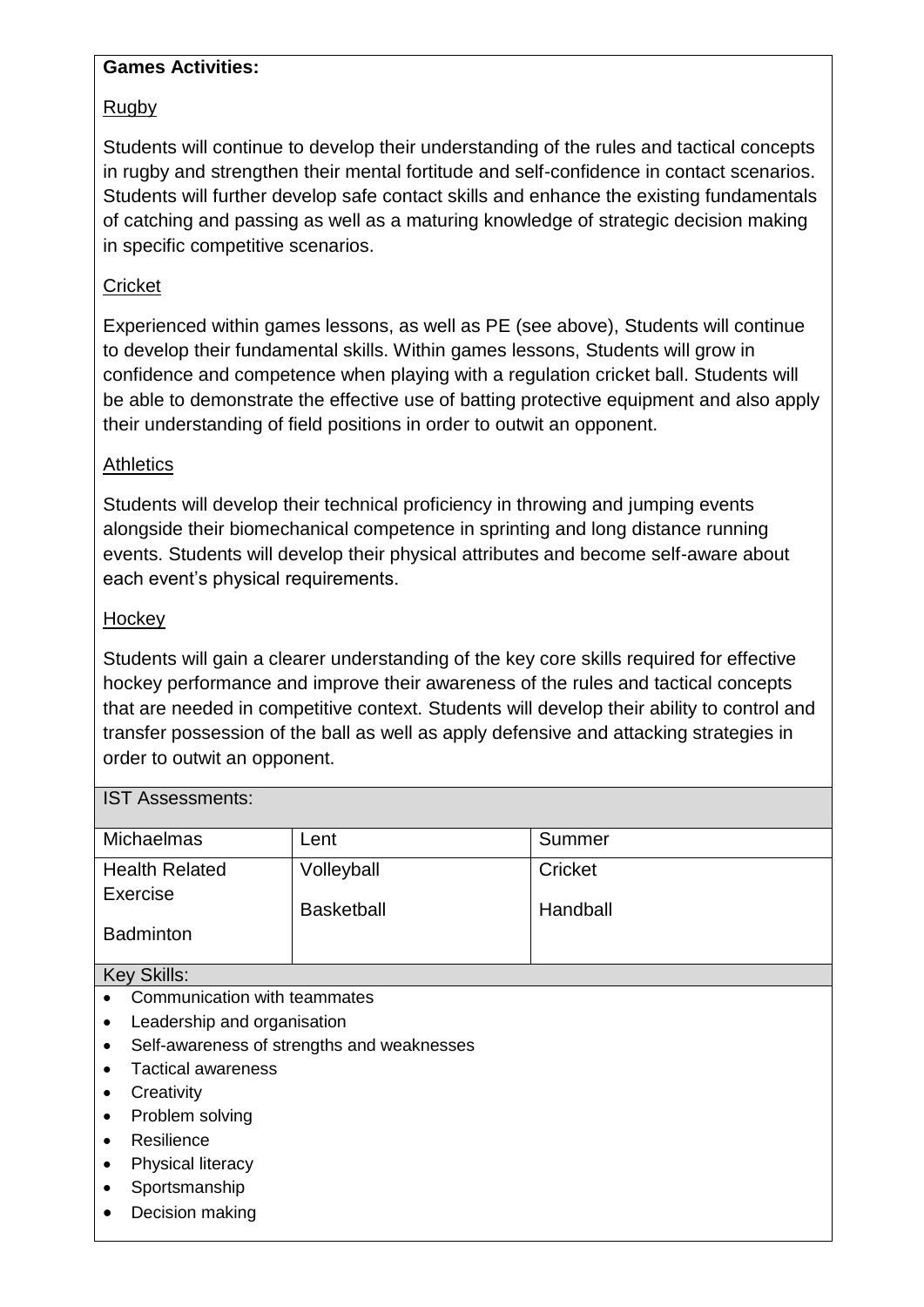**Games Activities:**

Rugby

Students will continue to develop their understanding of the rules and tactical concepts in rugby and strengthen their mental fortitude and self-confidence in contact scenarios. Students will further develop safe contact skills and enhance the existing fundamentals of catching and passing as well as a maturing knowledge of strategic decision making in specific competitive scenarios.

Cricket

Experienced within games lessons, as well as PE (see above), Students will continue to develop their fundamental skills. Within games lessons, Students will grow in confidence and competence when playing with a regulation cricket ball. Students will be able to demonstrate the effective use of batting protective equipment and also apply their understanding of field positions in order to outwit an opponent.

Athletics

Students will develop their technical proficiency in throwing and jumping events alongside their biomechanical competence in sprinting and long distance running events. Students will develop their physical attributes and become self-aware about each event's physical requirements.

Hockey

Students will gain a clearer understanding of the key core skills required for effective hockey performance and improve their awareness of the rules and tactical concepts that are needed in competitive context. Students will develop their ability to control and transfer possession of the ball as well as apply defensive and attacking strategies in order to outwit an opponent.

IST Assessments:

| Michaelmas | Lent | Summer |
|---|---|---|
| Health Related Exercise<br>Badminton | Volleyball<br>Basketball | Cricket<br>Handball |

Key Skills:

- Communication with teammates
- Leadership and organisation
- Self-awareness of strengths and weaknesses
- Tactical awareness
- Creativity
- Problem solving
- Resilience
- Physical literacy
- Sportsmanship
- Decision making